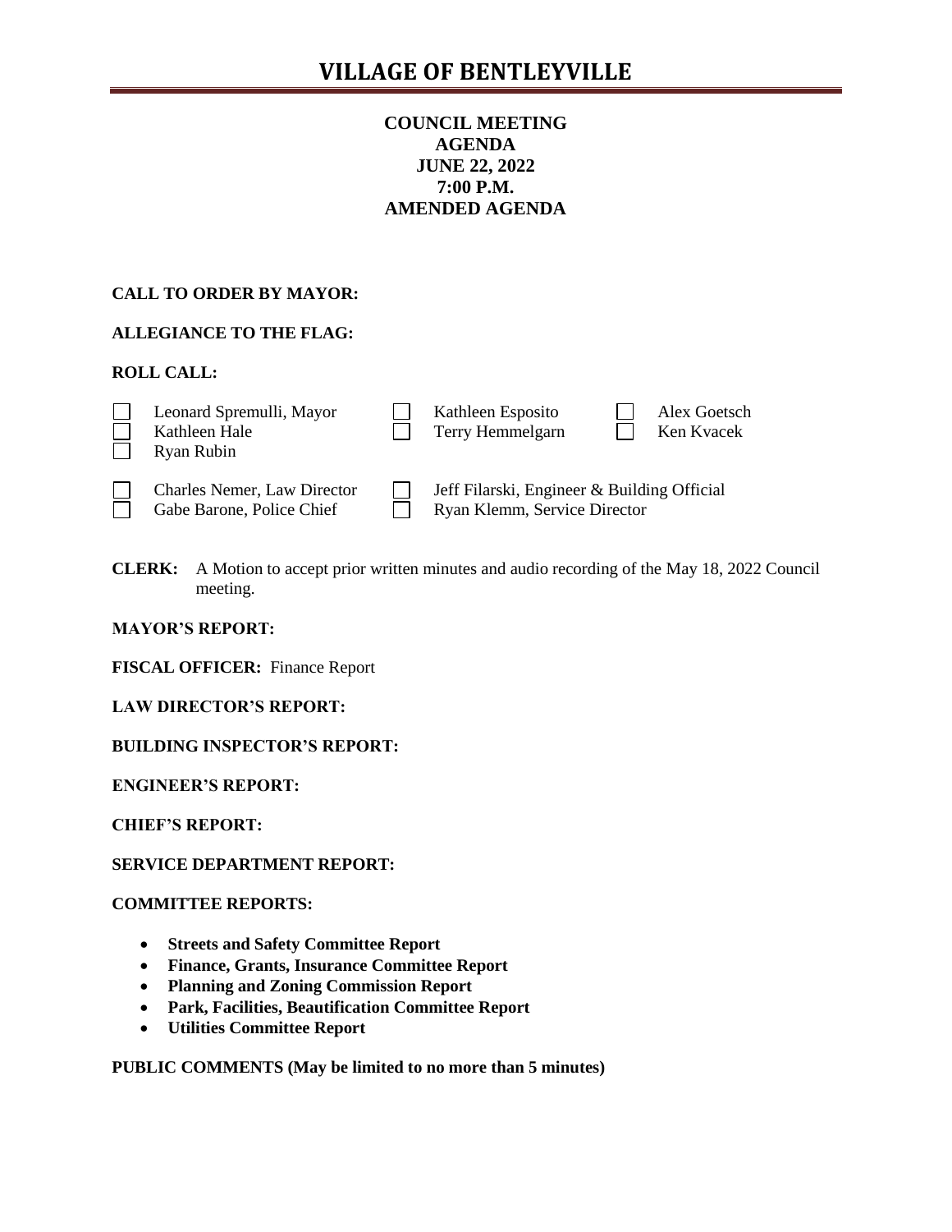# VILLAGE OF BENTLEYVILLE

**COUNCIL MEETING**
**AGENDA**
**JUNE 22, 2022**
**7:00 P.M.**
**AMENDED AGENDA**

**CALL TO ORDER BY MAYOR:**

**ALLEGIANCE TO THE FLAG:**

**ROLL CALL:**

- [ ] Leonard Spremulli, Mayor
- [ ] Kathleen Hale
- [ ] Ryan Rubin
- [ ] Kathleen Esposito
- [ ] Terry Hemmelgarn
- [ ] Alex Goetsch
- [ ] Ken Kvacek

- [ ] Charles Nemer, Law Director
- [ ] Gabe Barone, Police Chief
- [ ] Jeff Filarski, Engineer & Building Official
- [ ] Ryan Klemm, Service Director

**CLERK:** A Motion to accept prior written minutes and audio recording of the May 18, 2022 Council meeting.

**MAYOR'S REPORT:**

**FISCAL OFFICER:** Finance Report

**LAW DIRECTOR'S REPORT:**

**BUILDING INSPECTOR'S REPORT:**

**ENGINEER'S REPORT:**

**CHIEF'S REPORT:**

**SERVICE DEPARTMENT REPORT:**

**COMMITTEE REPORTS:**

- **Streets and Safety Committee Report**
- **Finance, Grants, Insurance Committee Report**
- **Planning and Zoning Commission Report**
- **Park, Facilities, Beautification Committee Report**
- **Utilities Committee Report**

**PUBLIC COMMENTS (May be limited to no more than 5 minutes)**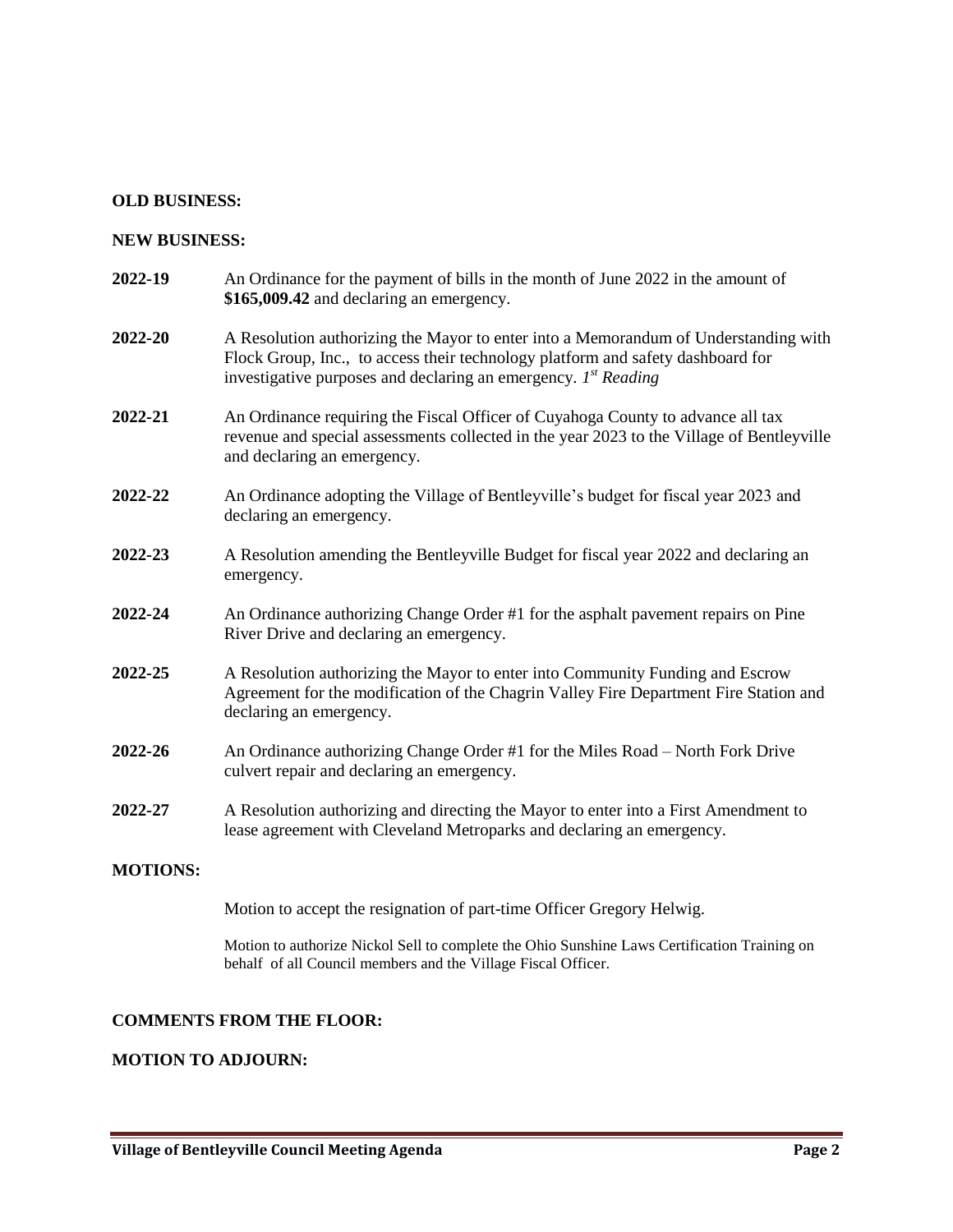**OLD BUSINESS:**

**NEW BUSINESS:**

**2022-19** An Ordinance for the payment of bills in the month of June 2022 in the amount of **$165,009.42** and declaring an emergency.

**2022-20** A Resolution authorizing the Mayor to enter into a Memorandum of Understanding with Flock Group, Inc., to access their technology platform and safety dashboard for investigative purposes and declaring an emergency. *1st Reading*

**2022-21** An Ordinance requiring the Fiscal Officer of Cuyahoga County to advance all tax revenue and special assessments collected in the year 2023 to the Village of Bentleyville and declaring an emergency.

**2022-22** An Ordinance adopting the Village of Bentleyville's budget for fiscal year 2023 and declaring an emergency.

**2022-23** A Resolution amending the Bentleyville Budget for fiscal year 2022 and declaring an emergency.

**2022-24** An Ordinance authorizing Change Order #1 for the asphalt pavement repairs on Pine River Drive and declaring an emergency.

**2022-25** A Resolution authorizing the Mayor to enter into Community Funding and Escrow Agreement for the modification of the Chagrin Valley Fire Department Fire Station and declaring an emergency.

**2022-26** An Ordinance authorizing Change Order #1 for the Miles Road – North Fork Drive culvert repair and declaring an emergency.

**2022-27** A Resolution authorizing and directing the Mayor to enter into a First Amendment to lease agreement with Cleveland Metroparks and declaring an emergency.

**MOTIONS:**

Motion to accept the resignation of part-time Officer Gregory Helwig.

Motion to authorize Nickol Sell to complete the Ohio Sunshine Laws Certification Training on behalf of all Council members and the Village Fiscal Officer.

**COMMENTS FROM THE FLOOR:**

**MOTION TO ADJOURN:**